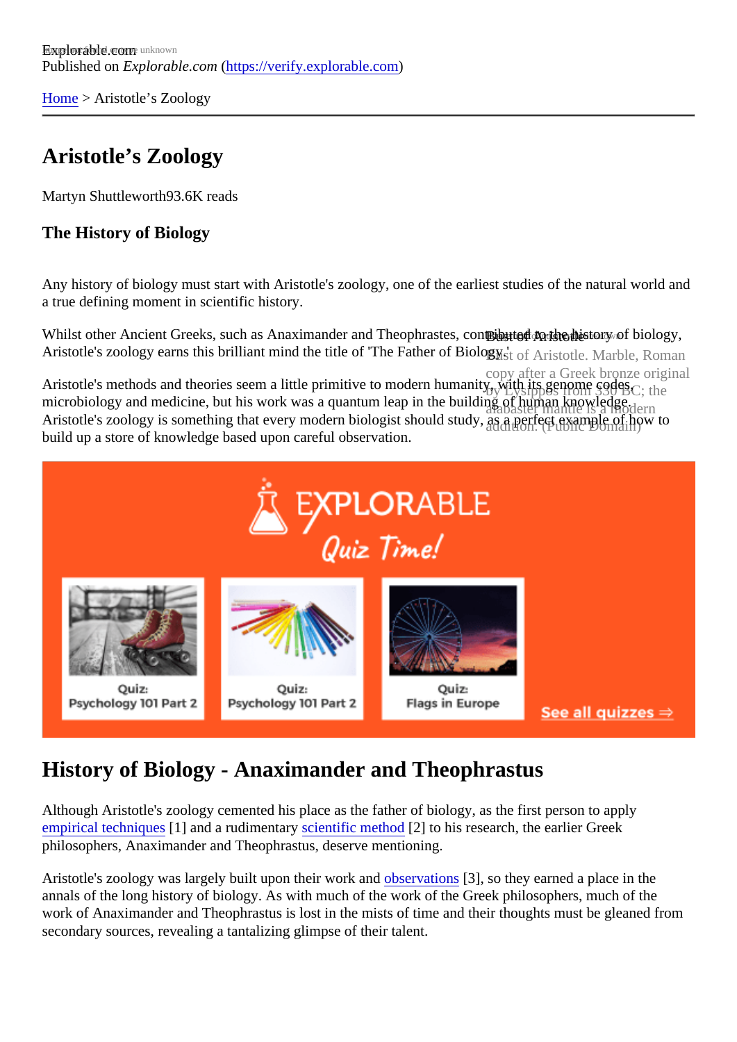Explorable.com
Published on *Explorable.com* (https://verify.explorable.com)

Home > Aristotle's Zoology

# Aristotle's Zoology

Martyn Shuttleworth93.6K reads

### The History of Biology

Any history of biology must start with Aristotle's zoology, one of the earliest studies of the natural world and a true defining moment in scientific history.

Whilst other Ancient Greeks, such as Anaximander and Theophrastes, contributed to the history of biology, Aristotle's zoology earns this brilliant mind the title of 'The Father of Biology.'

Bust of Aristotle

Bust of Aristotle. Marble, Roman copy after a Greek bronze original by Lysippos from 330 BC; the alabaster mantle is a modern addition. (Public Domain)

Aristotle's methods and theories seem a little primitive to modern humanity, with its genome codes, microbiology and medicine, but his work was a quantum leap in the building of human knowledge. Aristotle's zoology is something that every modern biologist should study, as a perfect example of how to build up a store of knowledge based upon careful observation.

## History of Biology - Anaximander and Theophrastus

Although Aristotle's zoology cemented his place as the father of biology, as the first person to apply empirical techniques [1] and a rudimentary scientific method [2] to his research, the earlier Greek philosophers, Anaximander and Theophrastus, deserve mentioning.

Aristotle's zoology was largely built upon their work and observations [3], so they earned a place in the annals of the long history of biology. As with much of the work of the Greek philosophers, much of the work of Anaximander and Theophrastus is lost in the mists of time and their thoughts must be gleaned from secondary sources, revealing a tantalizing glimpse of their talent.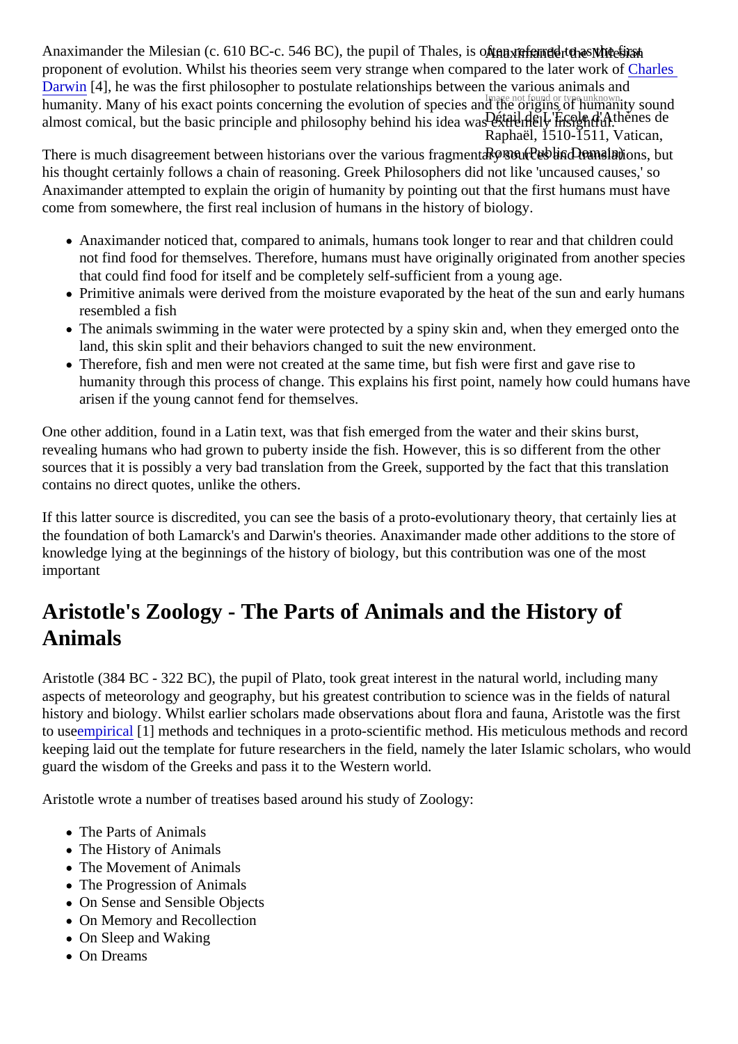Anaximander the Milesian (c. 610 BC-c. 546 BC), the pupil of Thales, is often referred to as the first proponent of evolution. Whilst his theories seem very strange when compared to the later work of Charles Darwin [4], he was the first philosopher to postulate relationships between the various animals and humanity. Many of his exact points concerning the evolution of species and the origins of humanity sound almost comical, but the basic principle and philosophy behind his idea was extremely insightful.

Anaximander the Milesian

Image not found or type unknown.

Détail de L'École d'Athènes de Raphaël, 1510-1511, Vatican, Rome (Public Domain)

There is much disagreement between historians over the various fragmentary sources and translations, but his thought certainly follows a chain of reasoning. Greek Philosophers did not like 'uncaused causes,' so Anaximander attempted to explain the origin of humanity by pointing out that the first humans must have come from somewhere, the first real inclusion of humans in the history of biology.

- Anaximander noticed that, compared to animals, humans took longer to rear and that children could not find food for themselves. Therefore, humans must have originally originated from another species that could find food for itself and be completely self-sufficient from a young age.
- Primitive animals were derived from the moisture evaporated by the heat of the sun and early humans resembled a fish
- The animals swimming in the water were protected by a spiny skin and, when they emerged onto the land, this skin split and their behaviors changed to suit the new environment.
- Therefore, fish and men were not created at the same time, but fish were first and gave rise to humanity through this process of change. This explains his first point, namely how could humans have arisen if the young cannot fend for themselves.

One other addition, found in a Latin text, was that fish emerged from the water and their skins burst, revealing humans who had grown to puberty inside the fish. However, this is so different from the other sources that it is possibly a very bad translation from the Greek, supported by the fact that this translation contains no direct quotes, unlike the others.

If this latter source is discredited, you can see the basis of a proto-evolutionary theory, that certainly lies at the foundation of both Lamarck's and Darwin's theories. Anaximander made other additions to the store of knowledge lying at the beginnings of the history of biology, but this contribution was one of the most important

## Aristotle's Zoology - The Parts of Animals and the History of Animals

Aristotle (384 BC - 322 BC), the pupil of Plato, took great interest in the natural world, including many aspects of meteorology and geography, but his greatest contribution to science was in the fields of natural history and biology. Whilst earlier scholars made observations about flora and fauna, Aristotle was the first to use empirical [1] methods and techniques in a proto-scientific method. His meticulous methods and record keeping laid out the template for future researchers in the field, namely the later Islamic scholars, who would guard the wisdom of the Greeks and pass it to the Western world.

Aristotle wrote a number of treatises based around his study of Zoology:

- The Parts of Animals
- The History of Animals
- The Movement of Animals
- The Progression of Animals
- On Sense and Sensible Objects
- On Memory and Recollection
- On Sleep and Waking
- On Dreams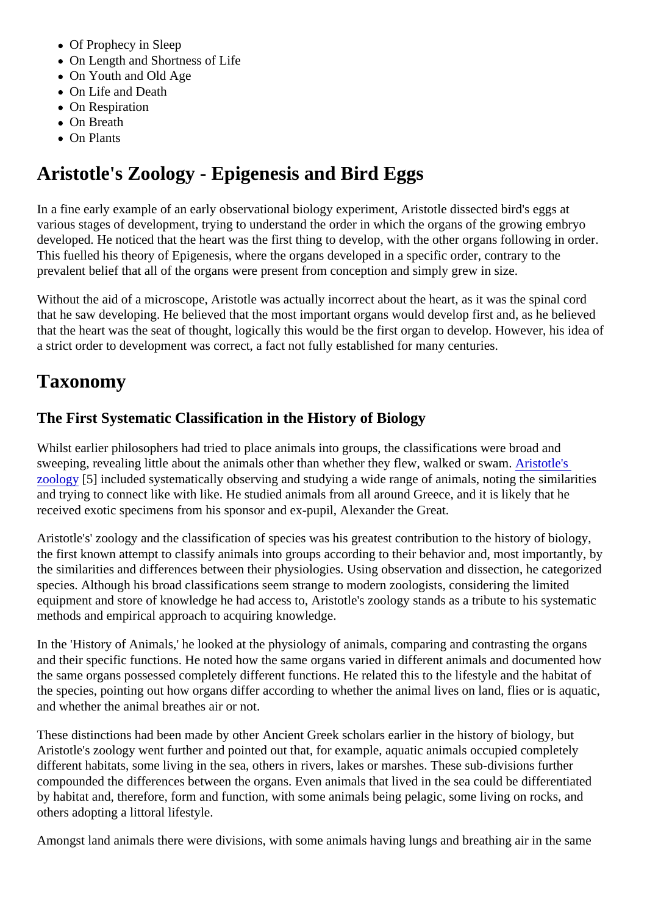- Of Prophecy in Sleep
- On Length and Shortness of Life
- On Youth and Old Age
- On Life and Death
- On Respiration
- On Breath
- On Plants

## Aristotle's Zoology - Epigenesis and Bird Eggs

In a fine early example of an early observational biology experiment, Aristotle dissected bird's eggs at various stages of development, trying to understand the order in which the organs of the growing embryo developed. He noticed that the heart was the first thing to develop, with the other organs following in order. This fuelled his theory of Epigenesis, where the organs developed in a specific order, contrary to the prevalent belief that all of the organs were present from conception and simply grew in size.

Without the aid of a microscope, Aristotle was actually incorrect about the heart, as it was the spinal cord that he saw developing. He believed that the most important organs would develop first and, as he believed that the heart was the seat of thought, logically this would be the first organ to develop. However, his idea of a strict order to development was correct, a fact not fully established for many centuries.

## Taxonomy

### The First Systematic Classification in the History of Biology

Whilst earlier philosophers had tried to place animals into groups, the classifications were broad and sweeping, revealing little about the animals other than whether they flew, walked or swam. Aristotle's zoology [5] included systematically observing and studying a wide range of animals, noting the similarities and trying to connect like with like. He studied animals from all around Greece, and it is likely that he received exotic specimens from his sponsor and ex-pupil, Alexander the Great.

Aristotle's' zoology and the classification of species was his greatest contribution to the history of biology, the first known attempt to classify animals into groups according to their behavior and, most importantly, by the similarities and differences between their physiologies. Using observation and dissection, he categorized species. Although his broad classifications seem strange to modern zoologists, considering the limited equipment and store of knowledge he had access to, Aristotle's zoology stands as a tribute to his systematic methods and empirical approach to acquiring knowledge.

In the 'History of Animals,' he looked at the physiology of animals, comparing and contrasting the organs and their specific functions. He noted how the same organs varied in different animals and documented how the same organs possessed completely different functions. He related this to the lifestyle and the habitat of the species, pointing out how organs differ according to whether the animal lives on land, flies or is aquatic, and whether the animal breathes air or not.

These distinctions had been made by other Ancient Greek scholars earlier in the history of biology, but Aristotle's zoology went further and pointed out that, for example, aquatic animals occupied completely different habitats, some living in the sea, others in rivers, lakes or marshes. These sub-divisions further compounded the differences between the organs. Even animals that lived in the sea could be differentiated by habitat and, therefore, form and function, with some animals being pelagic, some living on rocks, and others adopting a littoral lifestyle.

Amongst land animals there were divisions, with some animals having lungs and breathing air in the same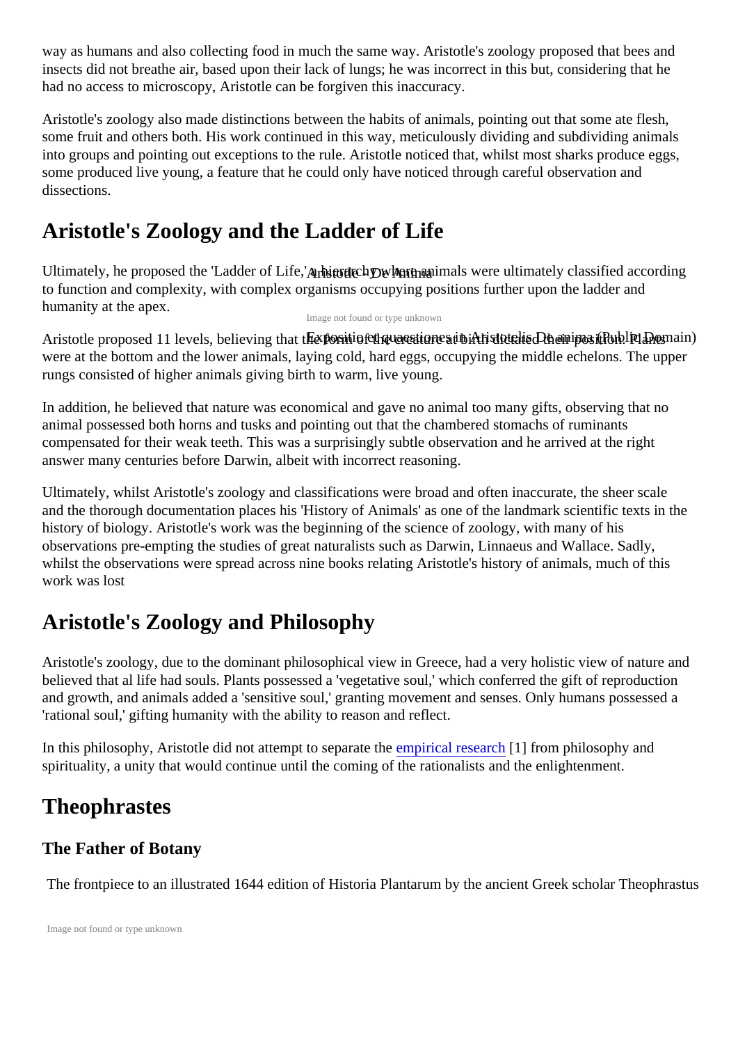way as humans and also collecting food in much the same way. Aristotle's zoology proposed that bees and insects did not breathe air, based upon their lack of lungs; he was incorrect in this but, considering that he had no access to microscopy, Aristotle can be forgiven this inaccuracy.

Aristotle's zoology also made distinctions between the habits of animals, pointing out that some ate flesh, some fruit and others both. His work continued in this way, meticulously dividing and subdividing animals into groups and pointing out exceptions to the rule. Aristotle noticed that, whilst most sharks produce eggs, some produced live young, a feature that he could only have noticed through careful observation and dissections.

## Aristotle's Zoology and the Ladder of Life

Aristotle - De Anima

Image not found or type unknown

Expositio et quaestiones in Aristotelis De anima (Public Domain)

Ultimately, he proposed the 'Ladder of Life,' a hierarchy where animals were ultimately classified according to function and complexity, with complex organisms occupying positions further upon the ladder and humanity at the apex.

Aristotle proposed 11 levels, believing that the form of the creature at birth dictated their position. Plants were at the bottom and the lower animals, laying cold, hard eggs, occupying the middle echelons. The upper rungs consisted of higher animals giving birth to warm, live young.

In addition, he believed that nature was economical and gave no animal too many gifts, observing that no animal possessed both horns and tusks and pointing out that the chambered stomachs of ruminants compensated for their weak teeth. This was a surprisingly subtle observation and he arrived at the right answer many centuries before Darwin, albeit with incorrect reasoning.

Ultimately, whilst Aristotle's zoology and classifications were broad and often inaccurate, the sheer scale and the thorough documentation places his 'History of Animals' as one of the landmark scientific texts in the history of biology. Aristotle's work was the beginning of the science of zoology, with many of his observations pre-empting the studies of great naturalists such as Darwin, Linnaeus and Wallace. Sadly, whilst the observations were spread across nine books relating Aristotle's history of animals, much of this work was lost

## Aristotle's Zoology and Philosophy

Aristotle's zoology, due to the dominant philosophical view in Greece, had a very holistic view of nature and believed that al life had souls. Plants possessed a 'vegetative soul,' which conferred the gift of reproduction and growth, and animals added a 'sensitive soul,' granting movement and senses. Only humans possessed a 'rational soul,' gifting humanity with the ability to reason and reflect.

In this philosophy, Aristotle did not attempt to separate the empirical research [1] from philosophy and spirituality, a unity that would continue until the coming of the rationalists and the enlightenment.

## Theophrastes

### The Father of Botany

The frontpiece to an illustrated 1644 edition of Historia Plantarum by the ancient Greek scholar Theophrastus

Image not found or type unknown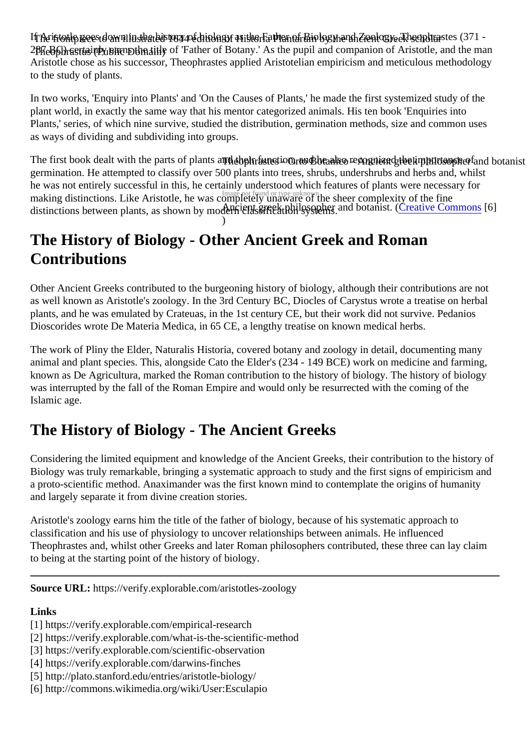The frontpiece to an illustrated 1644 edition of Historia Plantarum by the ancient Greek scholar Theophrastus (Public Domain)

If Aristotle goes down in the history of biology as the Father of Biology and Zoology, Theophrastes (371 - 287 BC) certainly earns the title of 'Father of Botany.' As the pupil and companion of Aristotle, and the man Aristotle chose as his successor, Theophrastes applied Aristotelian empiricism and meticulous methodology to the study of plants.

In two works, 'Enquiry into Plants' and 'On the Causes of Plants,' he made the first systemized study of the plant world, in exactly the same way that his mentor categorized animals. His ten book 'Enquiries into Plants,' series, of which nine survive, studied the distribution, germination methods, size and common uses as ways of dividing and subdividing into groups.

Theophrastes - Orto Botanico - Ancient greek philosopher and botanist

Image not found or type unknown

Ancient greek philosopher and botanist. (Creative Commons [6])

The first book dealt with the parts of plants and their function, and he also recognized the importance of germination. He attempted to classify over 500 plants into trees, shrubs, undershrubs and herbs and, whilst he was not entirely successful in this, he certainly understood which features of plants were necessary for making distinctions. Like Aristotle, he was completely unaware of the sheer complexity of the fine distinctions between plants, as shown by modern classification systems.

## The History of Biology - Other Ancient Greek and Roman Contributions

Other Ancient Greeks contributed to the burgeoning history of biology, although their contributions are not as well known as Aristotle's zoology. In the 3rd Century BC, Diocles of Carystus wrote a treatise on herbal plants, and he was emulated by Crateuas, in the 1st century CE, but their work did not survive. Pedanios Dioscorides wrote De Materia Medica, in 65 CE, a lengthy treatise on known medical herbs.

The work of Pliny the Elder, Naturalis Historia, covered botany and zoology in detail, documenting many animal and plant species. This, alongside Cato the Elder's (234 - 149 BCE) work on medicine and farming, known as De Agricultura, marked the Roman contribution to the history of biology. The history of biology was interrupted by the fall of the Roman Empire and would only be resurrected with the coming of the Islamic age.

## The History of Biology - The Ancient Greeks

Considering the limited equipment and knowledge of the Ancient Greeks, their contribution to the history of Biology was truly remarkable, bringing a systematic approach to study and the first signs of empiricism and a proto-scientific method. Anaximander was the first known mind to contemplate the origins of humanity and largely separate it from divine creation stories.

Aristotle's zoology earns him the title of the father of biology, because of his systematic approach to classification and his use of physiology to uncover relationships between animals. He influenced Theophrastes and, whilst other Greeks and later Roman philosophers contributed, these three can lay claim to being at the starting point of the history of biology.

---

**Source URL:** https://verify.explorable.com/aristotles-zoology

**Links**

[1] https://verify.explorable.com/empirical-research
[2] https://verify.explorable.com/what-is-the-scientific-method
[3] https://verify.explorable.com/scientific-observation
[4] https://verify.explorable.com/darwins-finches
[5] http://plato.stanford.edu/entries/aristotle-biology/
[6] http://commons.wikimedia.org/wiki/User:Esculapio